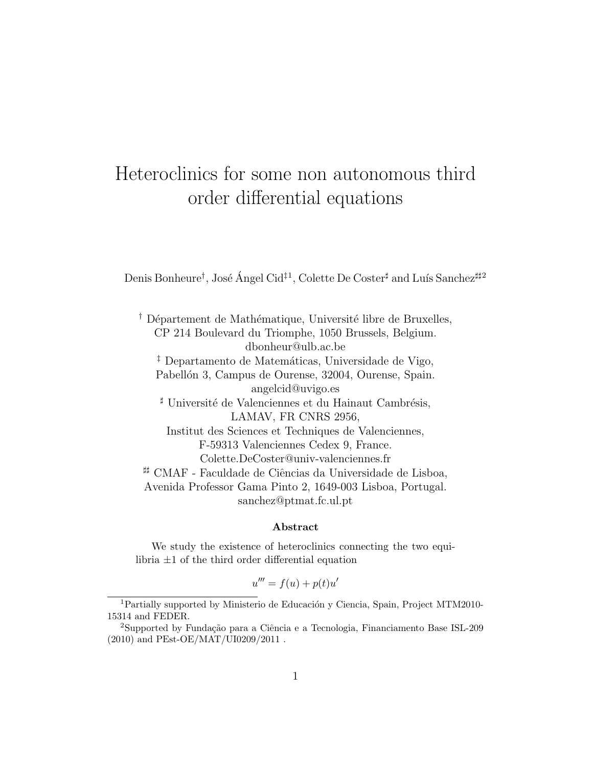# Heteroclinics for some non autonomous third order differential equations

Denis Bonheure[†], José Ángel Cid[‡1], Colette De Coster[♯] and Luís Sanchez[♯♯2]

[†] Département de Mathématique, Université libre de Bruxelles,
CP 214 Boulevard du Triomphe, 1050 Brussels, Belgium.
dbonheur@ulb.ac.be

[‡] Departamento de Matemáticas, Universidade de Vigo,
Pabellón 3, Campus de Ourense, 32004, Ourense, Spain.
angelcid@uvigo.es

[♯] Université de Valenciennes et du Hainaut Cambrésis,
LAMAV, FR CNRS 2956,
Institut des Sciences et Techniques de Valenciennes,
F-59313 Valenciennes Cedex 9, France.
Colette.DeCoster@univ-valenciennes.fr

[♯♯] CMAF - Faculdade de Ciências da Universidade de Lisboa,
Avenida Professor Gama Pinto 2, 1649-003 Lisboa, Portugal.
sanchez@ptmat.fc.ul.pt

### Abstract

We study the existence of heteroclinics connecting the two equilibria $\pm 1$ of the third order differential equation

$$u''' = f(u) + p(t)u'$$

---

[1] Partially supported by Ministerio de Educación y Ciencia, Spain, Project MTM2010-15314 and FEDER.

[2] Supported by Fundação para a Ciência e a Tecnologia, Financiamento Base ISL-209 (2010) and PEst-OE/MAT/UI0209/2011 .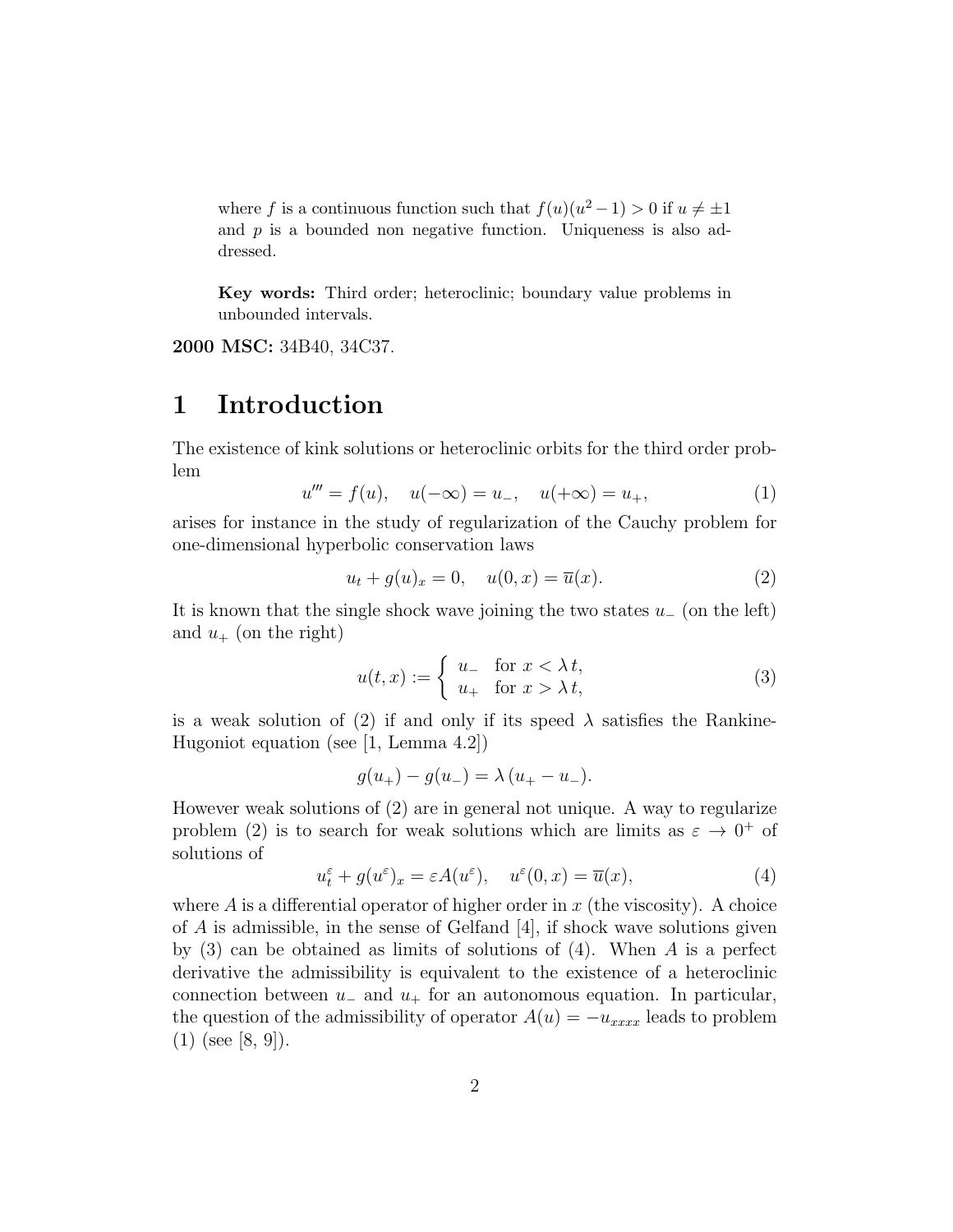where $f$ is a continuous function such that $f(u)(u^2-1) > 0$ if $u \neq \pm 1$ and $p$ is a bounded non negative function. Uniqueness is also addressed.

**Key words:** Third order; heteroclinic; boundary value problems in unbounded intervals.

**2000 MSC:** 34B40, 34C37.

# 1 Introduction

The existence of kink solutions or heteroclinic orbits for the third order problem

$$u''' = f(u), \quad u(-\infty) = u_-, \quad u(+\infty) = u_+, \tag{1}$$

arises for instance in the study of regularization of the Cauchy problem for one-dimensional hyperbolic conservation laws

$$u_t + g(u)_x = 0, \quad u(0,x) = \overline{u}(x). \tag{2}$$

It is known that the single shock wave joining the two states $u_-$ (on the left) and $u_+$ (on the right)

$$u(t,x) := \begin{cases} u_- & \text{for } x < \lambda\, t, \\ u_+ & \text{for } x > \lambda\, t, \end{cases} \tag{3}$$

is a weak solution of (2) if and only if its speed $\lambda$ satisfies the Rankine-Hugoniot equation (see [1, Lemma 4.2])

$$g(u_+) - g(u_-) = \lambda\,(u_+ - u_-).$$

However weak solutions of (2) are in general not unique. A way to regularize problem (2) is to search for weak solutions which are limits as $\varepsilon \to 0^+$ of solutions of

$$u^\varepsilon_t + g(u^\varepsilon)_x = \varepsilon A(u^\varepsilon), \quad u^\varepsilon(0,x) = \overline{u}(x), \tag{4}$$

where $A$ is a differential operator of higher order in $x$ (the viscosity). A choice of $A$ is admissible, in the sense of Gelfand [4], if shock wave solutions given by (3) can be obtained as limits of solutions of (4). When $A$ is a perfect derivative the admissibility is equivalent to the existence of a heteroclinic connection between $u_-$ and $u_+$ for an autonomous equation. In particular, the question of the admissibility of operator $A(u) = -u_{xxxx}$ leads to problem (1) (see [8, 9]).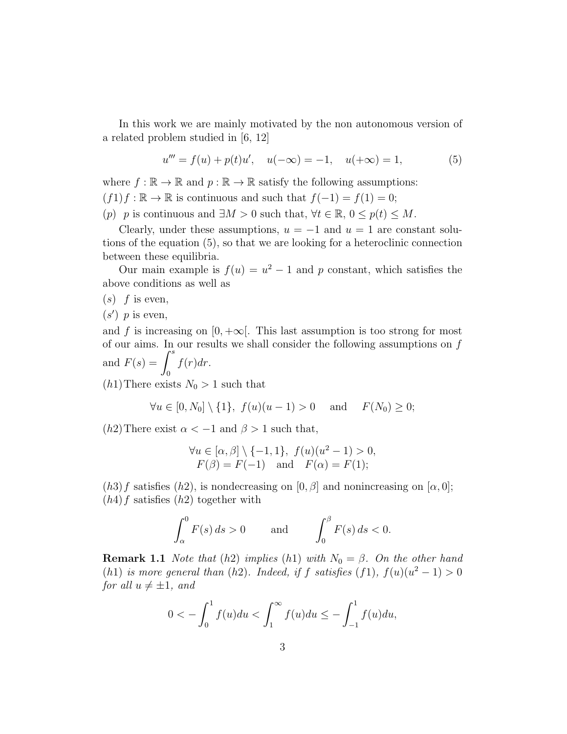In this work we are mainly motivated by the non autonomous version of a related problem studied in [6, 12]

$$u''' = f(u) + p(t)u', \quad u(-\infty) = -1, \quad u(+\infty) = 1, \tag{5}$$

where $f : \mathbb{R} \to \mathbb{R}$ and $p : \mathbb{R} \to \mathbb{R}$ satisfy the following assumptions:

$(f1)$ $f : \mathbb{R} \to \mathbb{R}$ is continuous and such that $f(-1) = f(1) = 0$;

$(p)$ $p$ is continuous and $\exists M > 0$ such that, $\forall t \in \mathbb{R}$, $0 \leq p(t) \leq M$.

Clearly, under these assumptions, $u = -1$ and $u = 1$ are constant solutions of the equation (5), so that we are looking for a heteroclinic connection between these equilibria.

Our main example is $f(u) = u^2 - 1$ and $p$ constant, which satisfies the above conditions as well as

$(s)$ $f$ is even,

$(s')$ $p$ is even,

and $f$ is increasing on $[0, +\infty[$. This last assumption is too strong for most of our aims. In our results we shall consider the following assumptions on $f$ and $F(s) = \displaystyle\int_0^s f(r)dr$.

$(h1)$ There exists $N_0 > 1$ such that

$$\forall u \in [0, N_0] \setminus \{1\},\ f(u)(u-1) > 0 \quad \text{and} \quad F(N_0) \geq 0;$$

$(h2)$ There exist $\alpha < -1$ and $\beta > 1$ such that,

$$\begin{gathered} \forall u \in [\alpha, \beta] \setminus \{-1, 1\},\ f(u)(u^2-1) > 0, \\ F(\beta) = F(-1) \quad \text{and} \quad F(\alpha) = F(1); \end{gathered}$$

$(h3)$ $f$ satisfies $(h2)$, is nondecreasing on $[0, \beta]$ and nonincreasing on $[\alpha, 0]$;

$(h4)$ $f$ satisfies $(h2)$ together with

$$\int_\alpha^0 F(s)\, ds > 0 \qquad \text{and} \qquad \int_0^\beta F(s)\, ds < 0.$$

**Remark 1.1** *Note that $(h2)$ implies $(h1)$ with $N_0 = \beta$. On the other hand $(h1)$ is more general than $(h2)$. Indeed, if $f$ satisfies $(f1)$, $f(u)(u^2-1) > 0$ for all $u \neq \pm 1$, and*

$$0 < -\int_0^1 f(u)du < \int_1^\infty f(u)du \leq -\int_{-1}^1 f(u)du,$$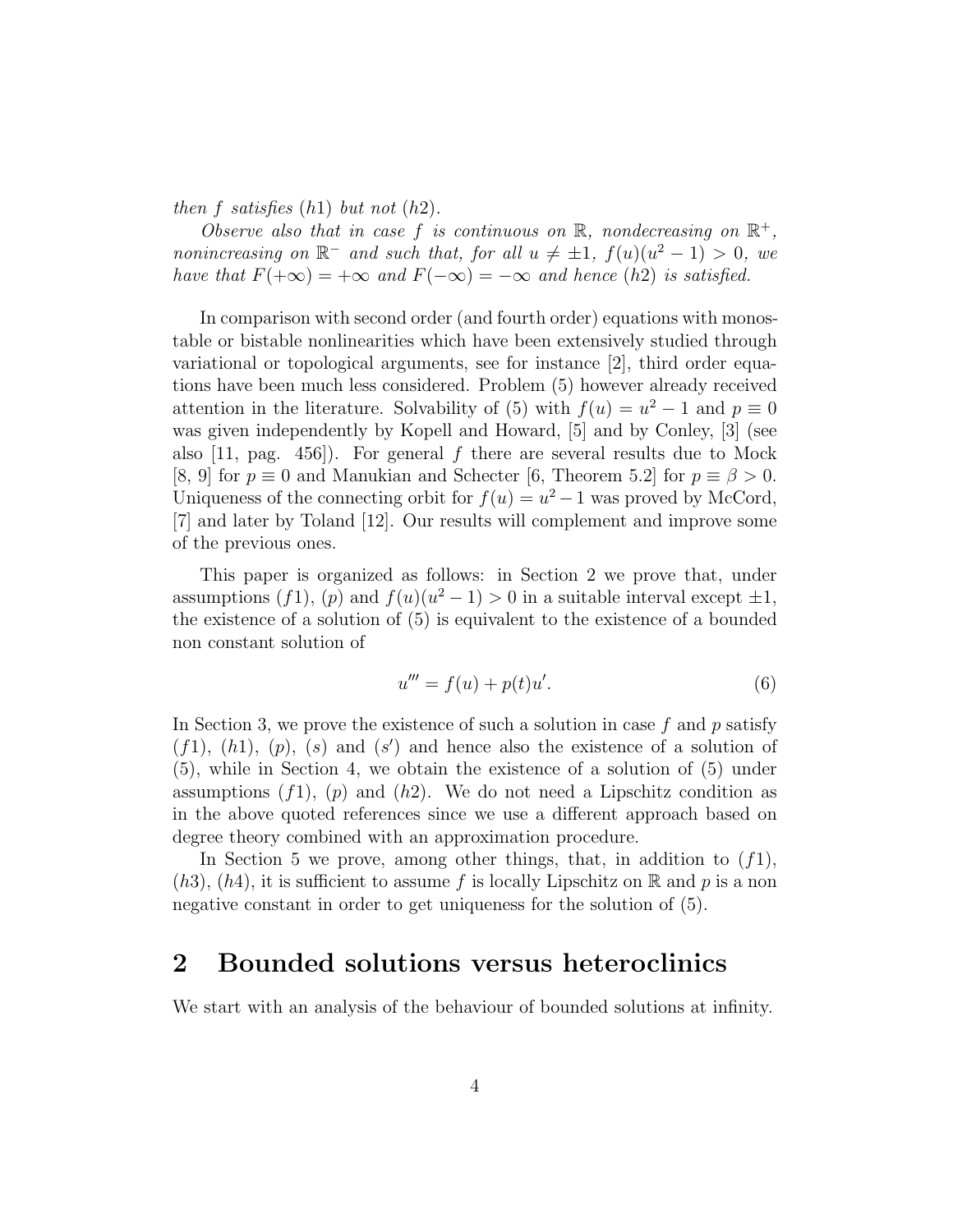*then $f$ satisfies $(h1)$ but not $(h2)$.*

*Observe also that in case $f$ is continuous on $\mathbb{R}$, nondecreasing on $\mathbb{R}^+$, nonincreasing on $\mathbb{R}^-$ and such that, for all $u \neq \pm 1$, $f(u)(u^2 - 1) > 0$, we have that $F(+\infty) = +\infty$ and $F(-\infty) = -\infty$ and hence $(h2)$ is satisfied.*

In comparison with second order (and fourth order) equations with monostable or bistable nonlinearities which have been extensively studied through variational or topological arguments, see for instance [2], third order equations have been much less considered. Problem (5) however already received attention in the literature. Solvability of (5) with $f(u) = u^2 - 1$ and $p \equiv 0$ was given independently by Kopell and Howard, [5] and by Conley, [3] (see also [11, pag. 456]). For general $f$ there are several results due to Mock [8, 9] for $p \equiv 0$ and Manukian and Schecter [6, Theorem 5.2] for $p \equiv \beta > 0$. Uniqueness of the connecting orbit for $f(u) = u^2 - 1$ was proved by McCord, [7] and later by Toland [12]. Our results will complement and improve some of the previous ones.

This paper is organized as follows: in Section 2 we prove that, under assumptions $(f1)$, $(p)$ and $f(u)(u^2 - 1) > 0$ in a suitable interval except $\pm 1$, the existence of a solution of (5) is equivalent to the existence of a bounded non constant solution of

$$u''' = f(u) + p(t)u'. \tag{6}$$

In Section 3, we prove the existence of such a solution in case $f$ and $p$ satisfy $(f1)$, $(h1)$, $(p)$, $(s)$ and $(s')$ and hence also the existence of a solution of (5), while in Section 4, we obtain the existence of a solution of (5) under assumptions $(f1)$, $(p)$ and $(h2)$. We do not need a Lipschitz condition as in the above quoted references since we use a different approach based on degree theory combined with an approximation procedure.

In Section 5 we prove, among other things, that, in addition to $(f1)$, $(h3)$, $(h4)$, it is sufficient to assume $f$ is locally Lipschitz on $\mathbb{R}$ and $p$ is a non negative constant in order to get uniqueness for the solution of (5).

## 2 Bounded solutions versus heteroclinics

We start with an analysis of the behaviour of bounded solutions at infinity.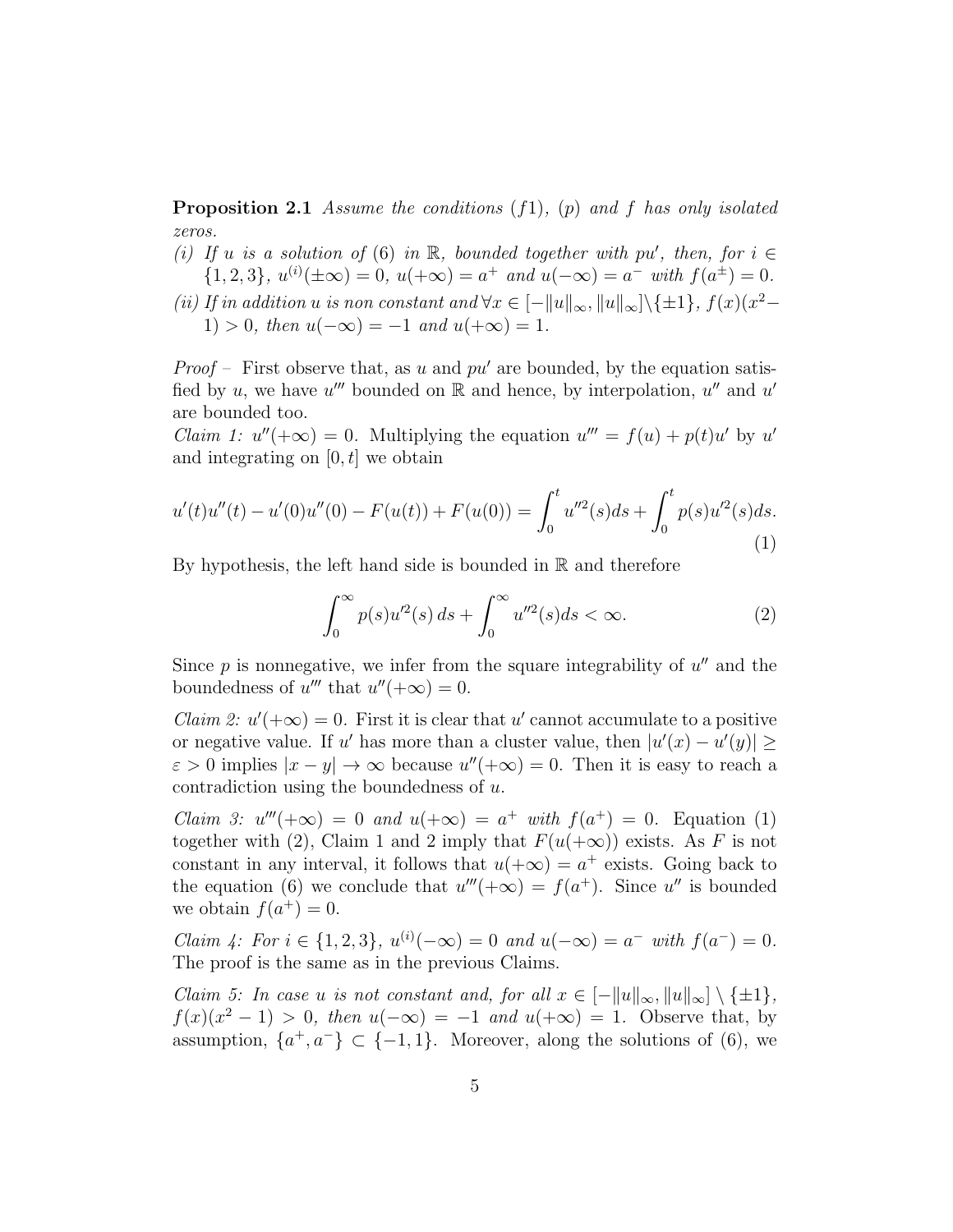**Proposition 2.1** *Assume the conditions* $(f1)$, $(p)$ *and* $f$ *has only isolated zeros.*

*(i) If* $u$ *is a solution of* (6) *in* $\mathbb{R}$*, bounded together with* $pu'$*, then, for* $i \in \{1,2,3\}$*,* $u^{(i)}(\pm\infty) = 0$*,* $u(+\infty) = a^+$ *and* $u(-\infty) = a^-$ *with* $f(a^\pm) = 0$*.*

*(ii) If in addition* $u$ *is non constant and* $\forall x \in [-\|u\|_\infty, \|u\|_\infty] \setminus \{\pm 1\}$*,* $f(x)(x^2 - 1) > 0$*, then* $u(-\infty) = -1$ *and* $u(+\infty) = 1$*.*

*Proof –* First observe that, as $u$ and $pu'$ are bounded, by the equation satisfied by $u$, we have $u'''$ bounded on $\mathbb{R}$ and hence, by interpolation, $u''$ and $u'$ are bounded too.

*Claim 1:* $u''(+\infty) = 0$. Multiplying the equation $u''' = f(u) + p(t)u'$ by $u'$ and integrating on $[0,t]$ we obtain

$$u'(t)u''(t) - u'(0)u''(0) - F(u(t)) + F(u(0)) = \int_0^t u''^2(s)ds + \int_0^t p(s)u'^2(s)ds. \tag{1}$$

By hypothesis, the left hand side is bounded in $\mathbb{R}$ and therefore

$$\int_0^\infty p(s)u'^2(s)\,ds + \int_0^\infty u''^2(s)ds < \infty. \tag{2}$$

Since $p$ is nonnegative, we infer from the square integrability of $u''$ and the boundedness of $u'''$ that $u''(+\infty) = 0$.

*Claim 2:* $u'(+\infty) = 0$. First it is clear that $u'$ cannot accumulate to a positive or negative value. If $u'$ has more than a cluster value, then $|u'(x) - u'(y)| \geq \varepsilon > 0$ implies $|x - y| \to \infty$ because $u''(+\infty) = 0$. Then it is easy to reach a contradiction using the boundedness of $u$.

*Claim 3:* $u'''(+\infty) = 0$ *and* $u(+\infty) = a^+$ *with* $f(a^+) = 0$*.* Equation (1) together with (2), Claim 1 and 2 imply that $F(u(+\infty))$ exists. As $F$ is not constant in any interval, it follows that $u(+\infty) = a^+$ exists. Going back to the equation (6) we conclude that $u'''(+\infty) = f(a^+)$. Since $u''$ is bounded we obtain $f(a^+) = 0$.

*Claim 4: For* $i \in \{1,2,3\}$*,* $u^{(i)}(-\infty) = 0$ *and* $u(-\infty) = a^-$ *with* $f(a^-) = 0$*.* The proof is the same as in the previous Claims.

*Claim 5: In case* $u$ *is not constant and, for all* $x \in [-\|u\|_\infty, \|u\|_\infty] \setminus \{\pm 1\}$*,* $f(x)(x^2 - 1) > 0$*, then* $u(-\infty) = -1$ *and* $u(+\infty) = 1$*.* Observe that, by assumption, $\{a^+, a^-\} \subset \{-1, 1\}$. Moreover, along the solutions of (6), we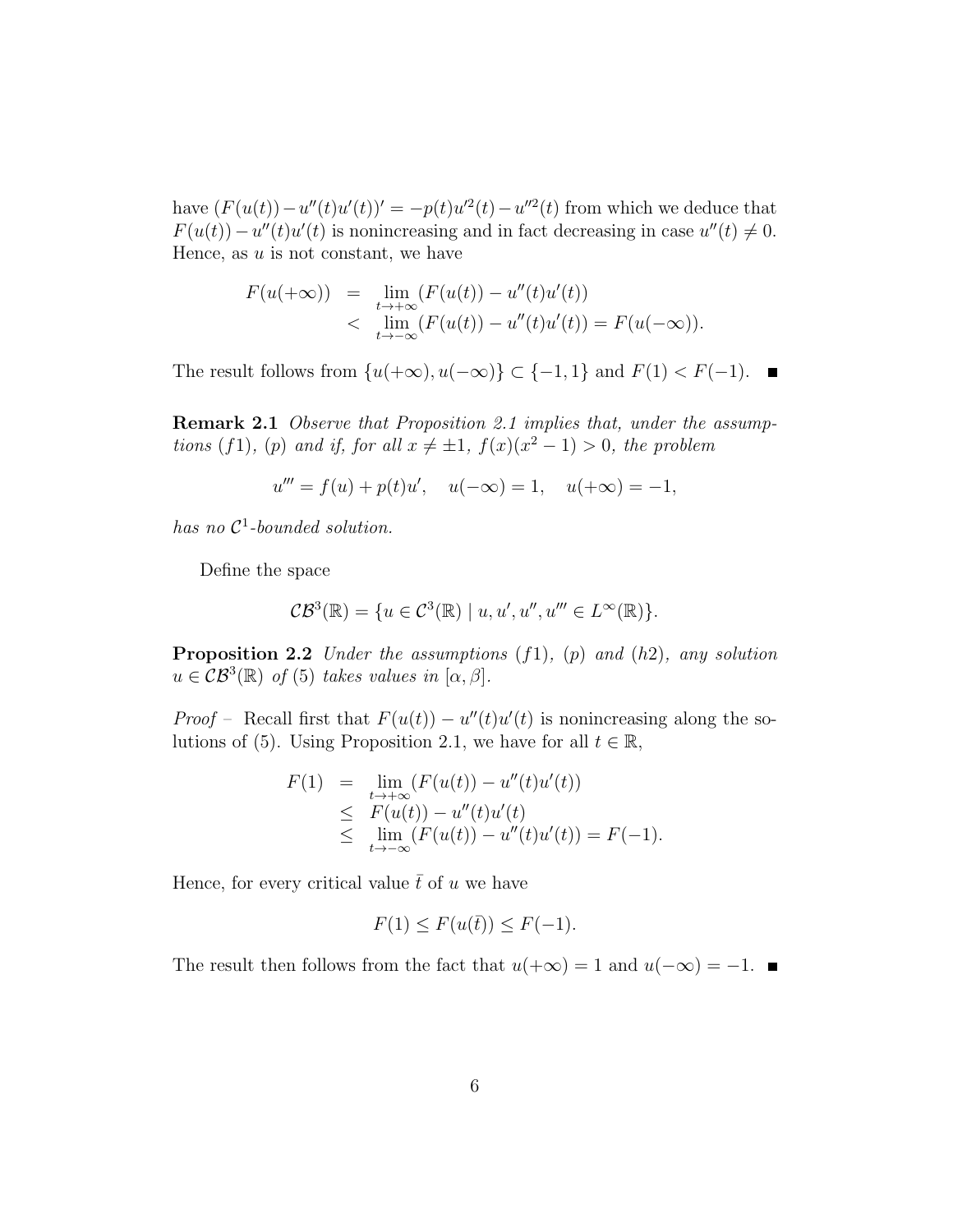have $(F(u(t)) - u''(t)u'(t))' = -p(t)u'^2(t) - u''^2(t)$ from which we deduce that $F(u(t)) - u''(t)u'(t)$ is nonincreasing and in fact decreasing in case $u''(t) \neq 0$. Hence, as $u$ is not constant, we have

$$
\begin{aligned}
F(u(+\infty)) &= \lim_{t\to+\infty}(F(u(t)) - u''(t)u'(t)) \\
&< \lim_{t\to-\infty}(F(u(t)) - u''(t)u'(t)) = F(u(-\infty)).
\end{aligned}
$$

The result follows from $\{u(+\infty), u(-\infty)\} \subset \{-1, 1\}$ and $F(1) < F(-1)$. ∎

**Remark 2.1** *Observe that Proposition 2.1 implies that, under the assumptions $(f1)$, $(p)$ and if, for all $x \neq \pm 1$, $f(x)(x^2-1) > 0$, the problem*

$$
u''' = f(u) + p(t)u', \quad u(-\infty) = 1, \quad u(+\infty) = -1,
$$

*has no $\mathcal{C}^1$-bounded solution.*

Define the space

$$
\mathcal{CB}^3(\mathbb{R}) = \{u \in \mathcal{C}^3(\mathbb{R}) \mid u, u', u'', u''' \in L^\infty(\mathbb{R})\}.
$$

**Proposition 2.2** *Under the assumptions $(f1)$, $(p)$ and $(h2)$, any solution $u \in \mathcal{CB}^3(\mathbb{R})$ of (5) takes values in $[\alpha, \beta]$.*

*Proof* – Recall first that $F(u(t)) - u''(t)u'(t)$ is nonincreasing along the solutions of (5). Using Proposition 2.1, we have for all $t \in \mathbb{R}$,

$$
\begin{aligned}
F(1) &= \lim_{t\to+\infty}(F(u(t)) - u''(t)u'(t)) \\
&\leq F(u(t)) - u''(t)u'(t) \\
&\leq \lim_{t\to-\infty}(F(u(t)) - u''(t)u'(t)) = F(-1).
\end{aligned}
$$

Hence, for every critical value $\bar{t}$ of $u$ we have

$$
F(1) \leq F(u(\bar{t})) \leq F(-1).
$$

The result then follows from the fact that $u(+\infty) = 1$ and $u(-\infty) = -1$. ∎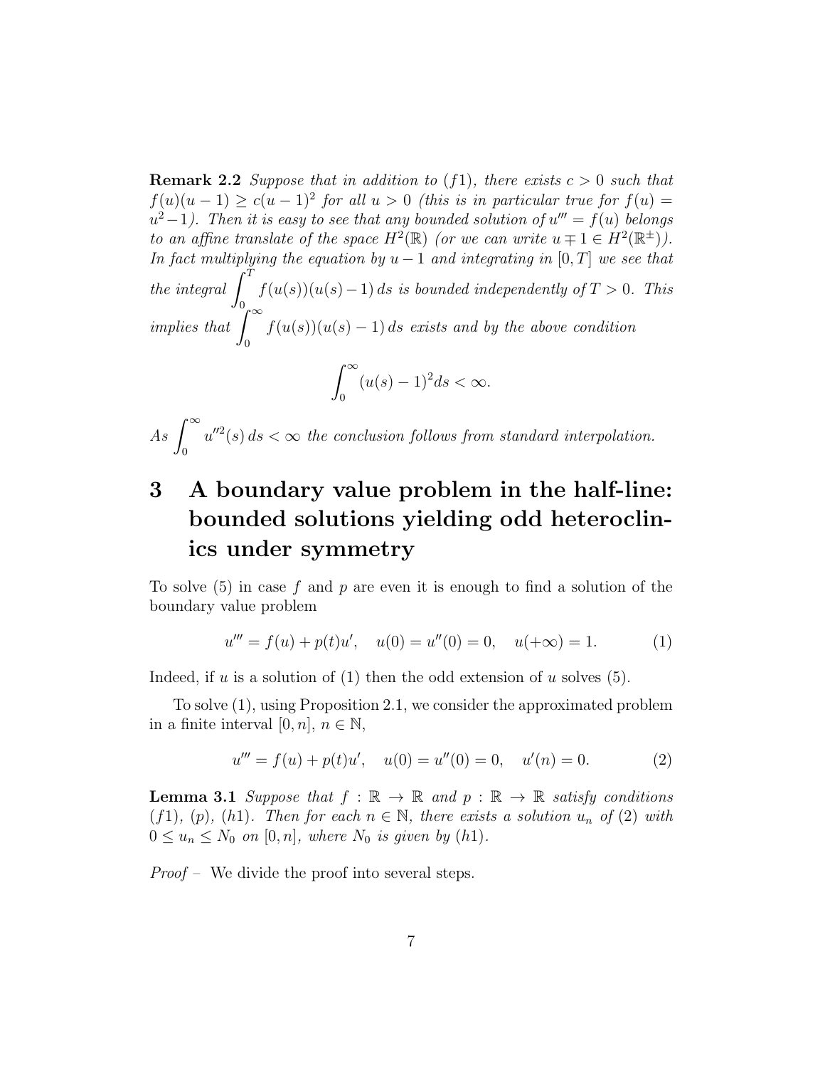**Remark 2.2** *Suppose that in addition to $(f1)$, there exists $c > 0$ such that $f(u)(u-1) \geq c(u-1)^2$ for all $u > 0$ (this is in particular true for $f(u) = u^2 - 1$). Then it is easy to see that any bounded solution of $u''' = f(u)$ belongs to an affine translate of the space $H^2(\mathbb{R})$ (or we can write $u \mp 1 \in H^2(\mathbb{R}^{\pm})$). In fact multiplying the equation by $u - 1$ and integrating in $[0, T]$ we see that the integral $\displaystyle\int_0^T f(u(s))(u(s)-1)\, ds$ is bounded independently of $T > 0$. This implies that $\displaystyle\int_0^\infty f(u(s))(u(s)-1)\, ds$ exists and by the above condition*

$$\int_0^\infty (u(s)-1)^2 ds < \infty.$$

*As $\displaystyle\int_0^\infty u''^2(s)\, ds < \infty$ the conclusion follows from standard interpolation.*

# 3 A boundary value problem in the half-line: bounded solutions yielding odd heteroclinics under symmetry

To solve (5) in case $f$ and $p$ are even it is enough to find a solution of the boundary value problem

$$u''' = f(u) + p(t)u', \quad u(0) = u''(0) = 0, \quad u(+\infty) = 1. \tag{1}$$

Indeed, if $u$ is a solution of (1) then the odd extension of $u$ solves (5).

To solve (1), using Proposition 2.1, we consider the approximated problem in a finite interval $[0, n]$, $n \in \mathbb{N}$,

$$u''' = f(u) + p(t)u', \quad u(0) = u''(0) = 0, \quad u'(n) = 0. \tag{2}$$

**Lemma 3.1** *Suppose that $f : \mathbb{R} \to \mathbb{R}$ and $p : \mathbb{R} \to \mathbb{R}$ satisfy conditions $(f1)$, $(p)$, $(h1)$. Then for each $n \in \mathbb{N}$, there exists a solution $u_n$ of (2) with $0 \leq u_n \leq N_0$ on $[0, n]$, where $N_0$ is given by $(h1)$.*

*Proof* – We divide the proof into several steps.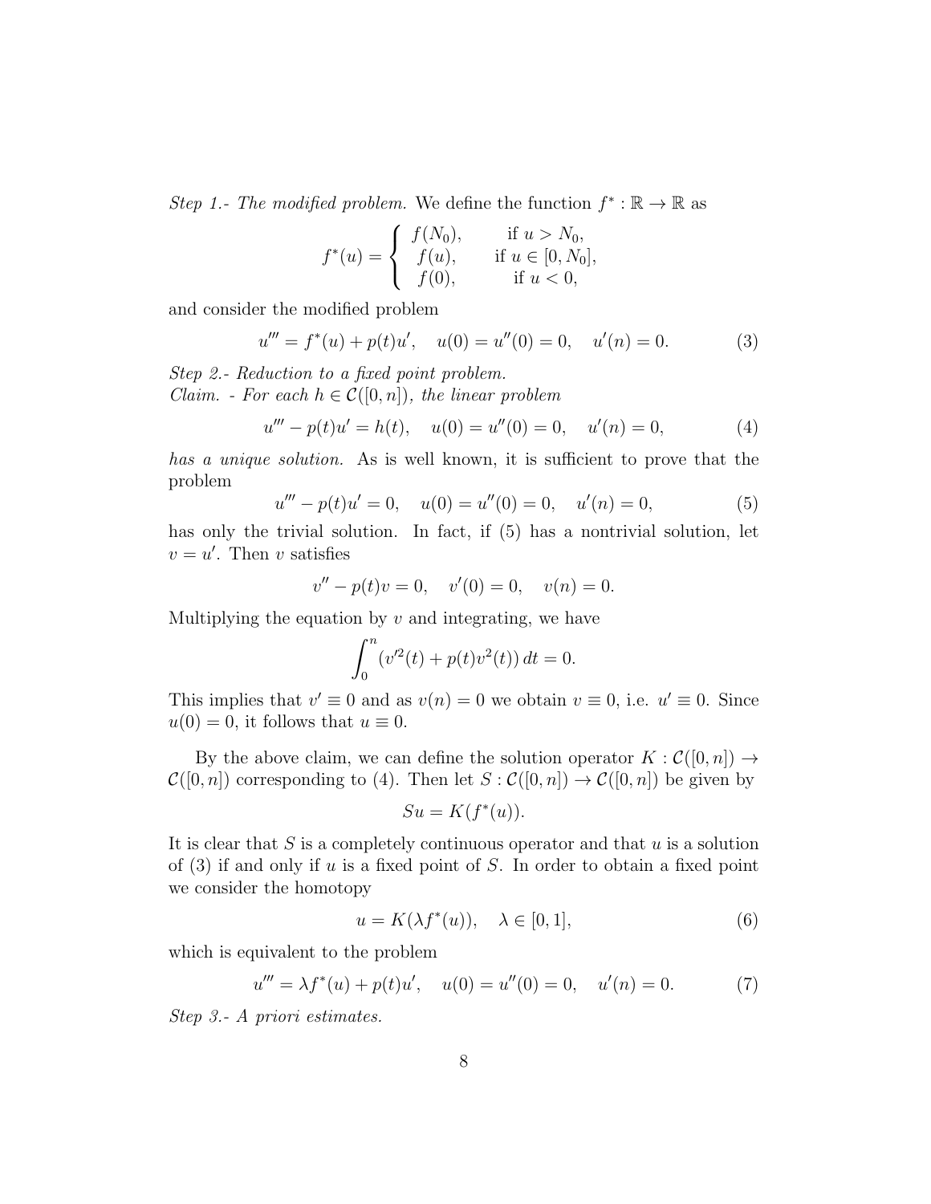*Step 1.- The modified problem.* We define the function $f^* : \mathbb{R} \to \mathbb{R}$ as

$$f^*(u) = \begin{cases} f(N_0), & \text{if } u > N_0, \\ f(u), & \text{if } u \in [0, N_0], \\ f(0), & \text{if } u < 0, \end{cases}$$

and consider the modified problem

$$u''' = f^*(u) + p(t)u', \quad u(0) = u''(0) = 0, \quad u'(n) = 0. \tag{3}$$

*Step 2.- Reduction to a fixed point problem.*
*Claim. - For each $h \in \mathcal{C}([0, n])$, the linear problem*

$$u''' - p(t)u' = h(t), \quad u(0) = u''(0) = 0, \quad u'(n) = 0, \tag{4}$$

*has a unique solution.* As is well known, it is sufficient to prove that the problem

$$u''' - p(t)u' = 0, \quad u(0) = u''(0) = 0, \quad u'(n) = 0, \tag{5}$$

has only the trivial solution. In fact, if (5) has a nontrivial solution, let $v = u'$. Then $v$ satisfies

$$v'' - p(t)v = 0, \quad v'(0) = 0, \quad v(n) = 0.$$

Multiplying the equation by $v$ and integrating, we have

$$\int_0^n (v'^2(t) + p(t)v^2(t))\, dt = 0.$$

This implies that $v' \equiv 0$ and as $v(n) = 0$ we obtain $v \equiv 0$, i.e. $u' \equiv 0$. Since $u(0) = 0$, it follows that $u \equiv 0$.

By the above claim, we can define the solution operator $K : \mathcal{C}([0, n]) \to \mathcal{C}([0, n])$ corresponding to (4). Then let $S : \mathcal{C}([0, n]) \to \mathcal{C}([0, n])$ be given by

$$Su = K(f^*(u)).$$

It is clear that $S$ is a completely continuous operator and that $u$ is a solution of (3) if and only if $u$ is a fixed point of $S$. In order to obtain a fixed point we consider the homotopy

$$u = K(\lambda f^*(u)), \quad \lambda \in [0, 1], \tag{6}$$

which is equivalent to the problem

$$u''' = \lambda f^*(u) + p(t)u', \quad u(0) = u''(0) = 0, \quad u'(n) = 0. \tag{7}$$

*Step 3.- A priori estimates.*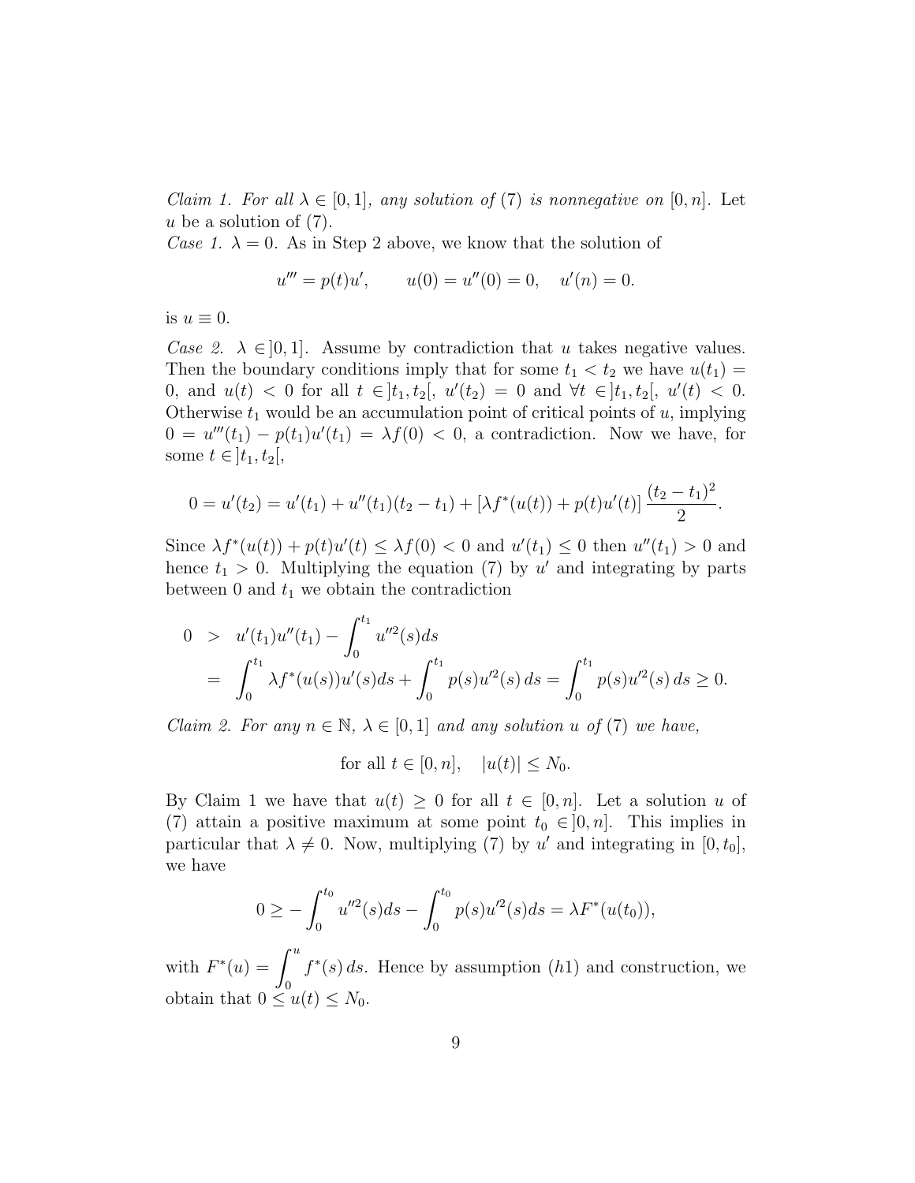*Claim 1. For all $\lambda \in [0,1]$, any solution of* (7) *is nonnegative on* $[0,n]$. Let $u$ be a solution of (7).

*Case 1.* $\lambda = 0$. As in Step 2 above, we know that the solution of

$$u''' = p(t)u', \qquad u(0) = u''(0) = 0, \quad u'(n) = 0.$$

is $u \equiv 0$.

*Case 2.* $\lambda \in ]0,1]$. Assume by contradiction that $u$ takes negative values. Then the boundary conditions imply that for some $t_1 < t_2$ we have $u(t_1) = 0$, and $u(t) < 0$ for all $t \in ]t_1, t_2[$, $u'(t_2) = 0$ and $\forall t \in ]t_1, t_2[$, $u'(t) < 0$. Otherwise $t_1$ would be an accumulation point of critical points of $u$, implying $0 = u'''(t_1) - p(t_1)u'(t_1) = \lambda f(0) < 0$, a contradiction. Now we have, for some $t \in ]t_1, t_2[$,

$$0 = u'(t_2) = u'(t_1) + u''(t_1)(t_2 - t_1) + [\lambda f^*(u(t)) + p(t)u'(t)] \frac{(t_2 - t_1)^2}{2}.$$

Since $\lambda f^*(u(t)) + p(t)u'(t) \leq \lambda f(0) < 0$ and $u'(t_1) \leq 0$ then $u''(t_1) > 0$ and hence $t_1 > 0$. Multiplying the equation (7) by $u'$ and integrating by parts between 0 and $t_1$ we obtain the contradiction

$$\begin{aligned} 0 &> u'(t_1)u''(t_1) - \int_0^{t_1} u''^2(s)ds \\ &= \int_0^{t_1} \lambda f^*(u(s))u'(s)ds + \int_0^{t_1} p(s)u'^2(s)\, ds = \int_0^{t_1} p(s)u'^2(s)\, ds \geq 0. \end{aligned}$$

*Claim 2. For any $n \in \mathbb{N}$, $\lambda \in [0,1]$ and any solution $u$ of* (7) *we have,*

$$\text{for all } t \in [0,n], \quad |u(t)| \leq N_0.$$

By Claim 1 we have that $u(t) \geq 0$ for all $t \in [0,n]$. Let a solution $u$ of (7) attain a positive maximum at some point $t_0 \in ]0,n]$. This implies in particular that $\lambda \neq 0$. Now, multiplying (7) by $u'$ and integrating in $[0,t_0]$, we have

$$0 \geq -\int_0^{t_0} u''^2(s)ds - \int_0^{t_0} p(s)u'^2(s)ds = \lambda F^*(u(t_0)),$$

with $F^*(u) = \displaystyle\int_0^u f^*(s)\, ds$. Hence by assumption $(h1)$ and construction, we obtain that $0 \leq u(t) \leq N_0$.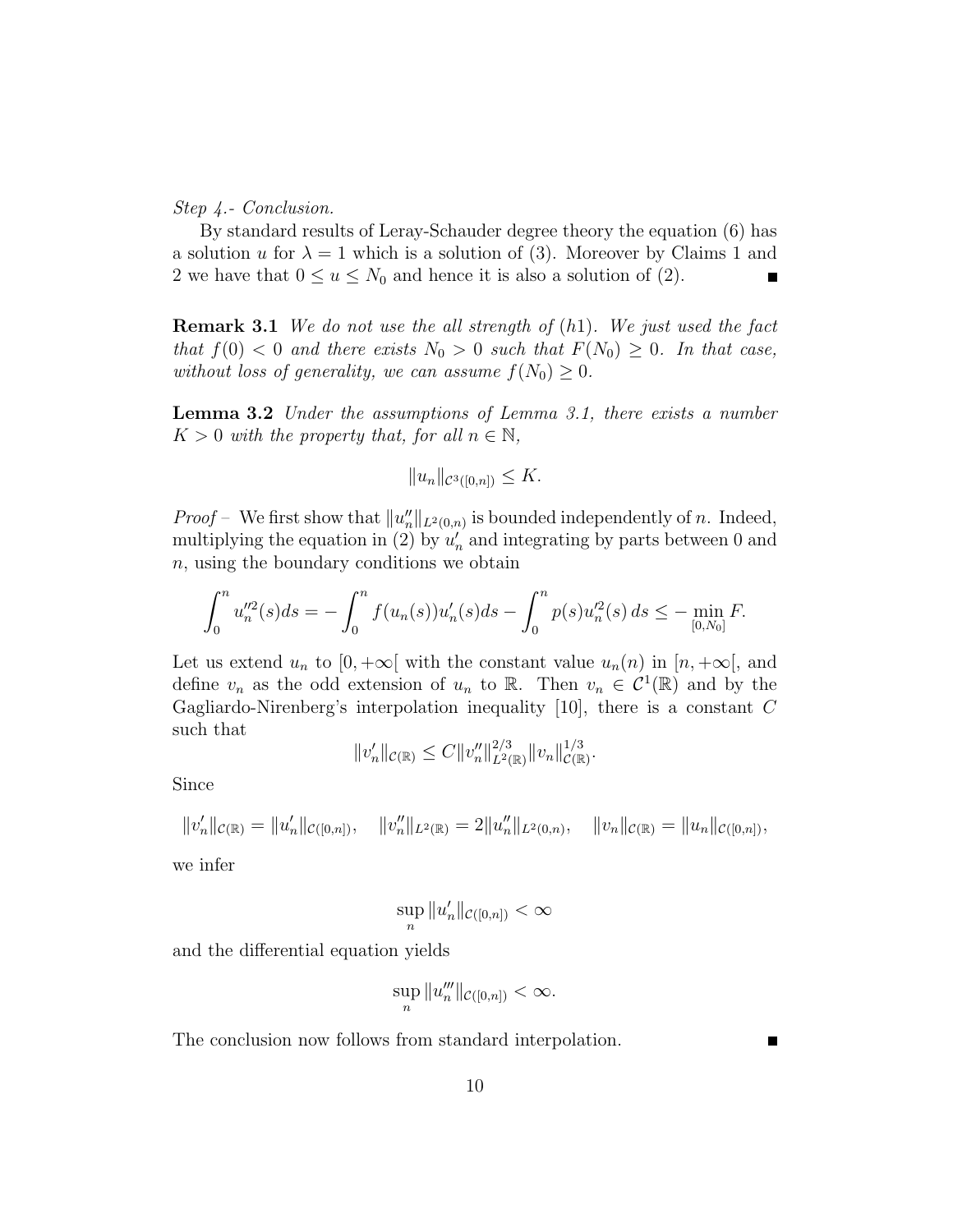*Step 4.- Conclusion.*

By standard results of Leray-Schauder degree theory the equation (6) has a solution $u$ for $\lambda = 1$ which is a solution of (3). Moreover by Claims 1 and 2 we have that $0 \leq u \leq N_0$ and hence it is also a solution of (2). ■

**Remark 3.1** *We do not use the all strength of (h1). We just used the fact that $f(0) < 0$ and there exists $N_0 > 0$ such that $F(N_0) \geq 0$. In that case, without loss of generality, we can assume $f(N_0) \geq 0$.*

**Lemma 3.2** *Under the assumptions of Lemma 3.1, there exists a number $K > 0$ with the property that, for all $n \in \mathbb{N}$,*

$$\|u_n\|_{\mathcal{C}^3([0,n])} \leq K.$$

*Proof –* We first show that $\|u_n''\|_{L^2(0,n)}$ is bounded independently of $n$. Indeed, multiplying the equation in (2) by $u_n'$ and integrating by parts between 0 and $n$, using the boundary conditions we obtain

$$\int_0^n u_n''^2(s)ds = -\int_0^n f(u_n(s))u_n'(s)ds - \int_0^n p(s)u_n'^2(s)\, ds \leq -\min_{[0,N_0]} F.$$

Let us extend $u_n$ to $[0, +\infty[$ with the constant value $u_n(n)$ in $[n, +\infty[$, and define $v_n$ as the odd extension of $u_n$ to $\mathbb{R}$. Then $v_n \in \mathcal{C}^1(\mathbb{R})$ and by the Gagliardo-Nirenberg's interpolation inequality [10], there is a constant $C$ such that

$$\|v_n'\|_{\mathcal{C}(\mathbb{R})} \leq C\|v_n''\|_{L^2(\mathbb{R})}^{2/3}\|v_n\|_{\mathcal{C}(\mathbb{R})}^{1/3}.$$

Since

$$\|v_n'\|_{\mathcal{C}(\mathbb{R})} = \|u_n'\|_{\mathcal{C}([0,n])}, \quad \|v_n''\|_{L^2(\mathbb{R})} = 2\|u_n''\|_{L^2(0,n)}, \quad \|v_n\|_{\mathcal{C}(\mathbb{R})} = \|u_n\|_{\mathcal{C}([0,n])},$$

we infer

$$\sup_n \|u_n'\|_{\mathcal{C}([0,n])} < \infty$$

and the differential equation yields

$$\sup_n \|u_n'''\|_{\mathcal{C}([0,n])} < \infty.$$

The conclusion now follows from standard interpolation. ■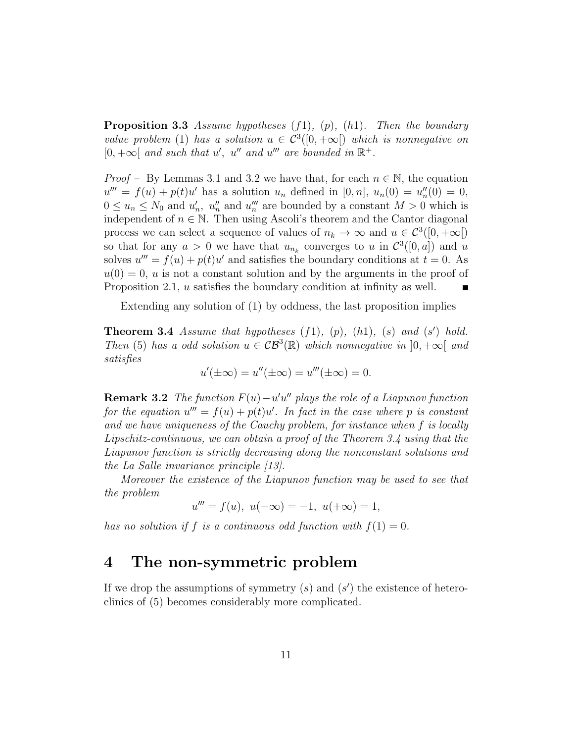**Proposition 3.3** *Assume hypotheses $(f1)$, $(p)$, $(h1)$. Then the boundary value problem (1) has a solution $u \in \mathcal{C}^3([0, +\infty[)$ which is nonnegative on $[0, +\infty[$ and such that $u'$, $u''$ and $u'''$ are bounded in $\mathbb{R}^+$.*

*Proof* – By Lemmas 3.1 and 3.2 we have that, for each $n \in \mathbb{N}$, the equation $u''' = f(u) + p(t)u'$ has a solution $u_n$ defined in $[0, n]$, $u_n(0) = u_n''(0) = 0$, $0 \leq u_n \leq N_0$ and $u_n'$, $u_n''$ and $u_n'''$ are bounded by a constant $M > 0$ which is independent of $n \in \mathbb{N}$. Then using Ascoli's theorem and the Cantor diagonal process we can select a sequence of values of $n_k \to \infty$ and $u \in \mathcal{C}^3([0, +\infty[)$ so that for any $a > 0$ we have that $u_{n_k}$ converges to $u$ in $\mathcal{C}^3([0, a])$ and $u$ solves $u''' = f(u) + p(t)u'$ and satisfies the boundary conditions at $t = 0$. As $u(0) = 0$, $u$ is not a constant solution and by the arguments in the proof of Proposition 2.1, $u$ satisfies the boundary condition at infinity as well. ∎

Extending any solution of (1) by oddness, the last proposition implies

**Theorem 3.4** *Assume that hypotheses $(f1)$, $(p)$, $(h1)$, $(s)$ and $(s')$ hold. Then (5) has a odd solution $u \in \mathcal{CB}^3(\mathbb{R})$ which nonnegative in $]0, +\infty[$ and satisfies*

$$u'(\pm\infty) = u''(\pm\infty) = u'''(\pm\infty) = 0.$$

**Remark 3.2** *The function $F(u) - u'u''$ plays the role of a Liapunov function for the equation $u''' = f(u) + p(t)u'$. In fact in the case where $p$ is constant and we have uniqueness of the Cauchy problem, for instance when $f$ is locally Lipschitz-continuous, we can obtain a proof of the Theorem 3.4 using that the Liapunov function is strictly decreasing along the nonconstant solutions and the La Salle invariance principle [13].*

*Moreover the existence of the Liapunov function may be used to see that the problem*

$$u''' = f(u), \; u(-\infty) = -1, \; u(+\infty) = 1,$$

*has no solution if $f$ is a continuous odd function with $f(1) = 0$.*

# 4 The non-symmetric problem

If we drop the assumptions of symmetry $(s)$ and $(s')$ the existence of heteroclinics of (5) becomes considerably more complicated.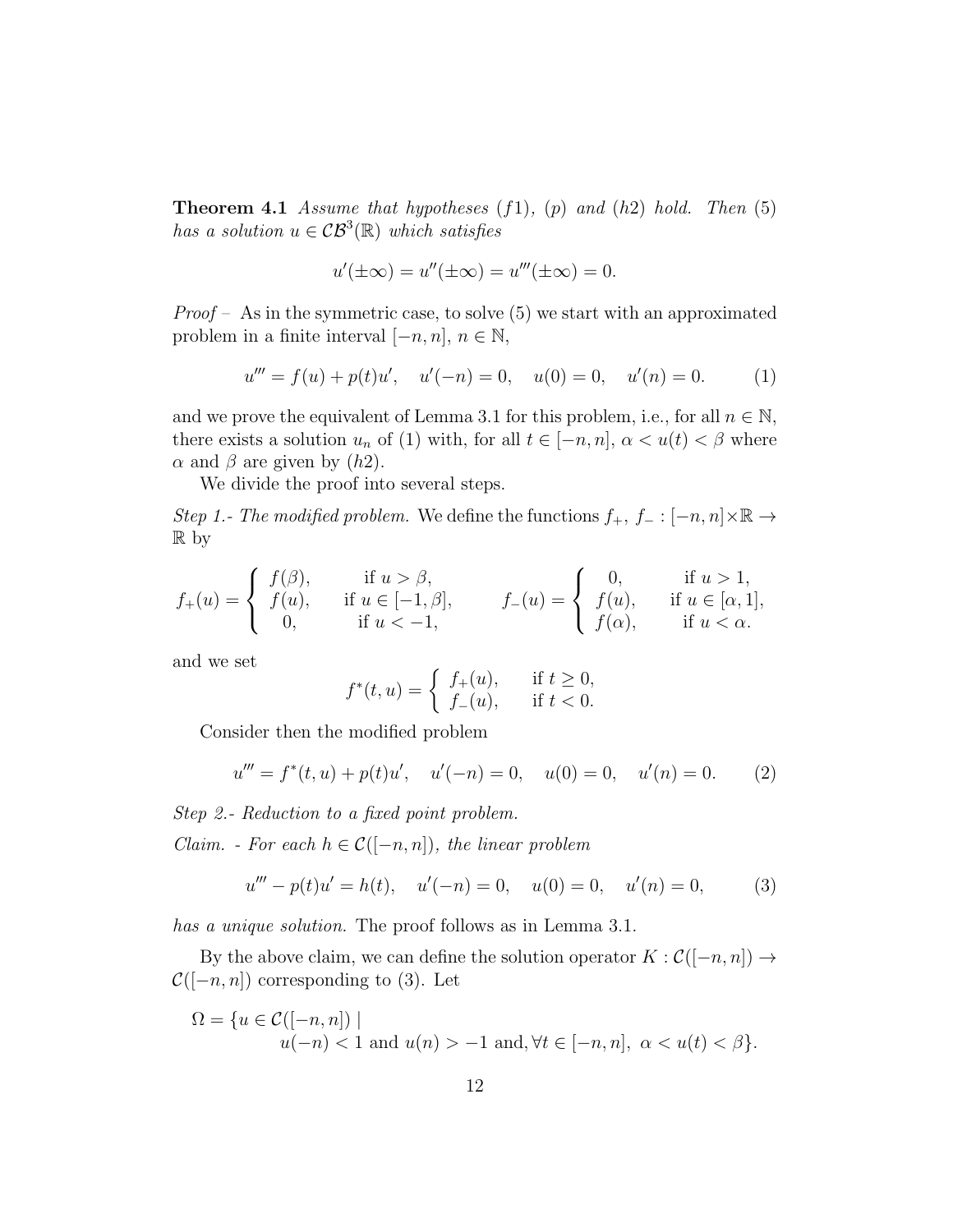**Theorem 4.1** *Assume that hypotheses* $(f1)$*,* $(p)$ *and* $(h2)$ *hold. Then* $(5)$ *has a solution* $u \in \mathcal{CB}^3(\mathbb{R})$ *which satisfies*

$$u'(\pm\infty) = u''(\pm\infty) = u'''(\pm\infty) = 0.$$

*Proof* – As in the symmetric case, to solve (5) we start with an approximated problem in a finite interval $[-n, n]$, $n \in \mathbb{N}$,

$$u''' = f(u) + p(t)u', \quad u'(-n) = 0, \quad u(0) = 0, \quad u'(n) = 0. \tag{1}$$

and we prove the equivalent of Lemma 3.1 for this problem, i.e., for all $n \in \mathbb{N}$, there exists a solution $u_n$ of (1) with, for all $t \in [-n, n]$, $\alpha < u(t) < \beta$ where $\alpha$ and $\beta$ are given by $(h2)$.

We divide the proof into several steps.

*Step 1.- The modified problem.* We define the functions $f_+$, $f_- : [-n, n] \times \mathbb{R} \to \mathbb{R}$ by

$$f_+(u) = \begin{cases} f(\beta), & \text{if } u > \beta, \\ f(u), & \text{if } u \in [-1, \beta], \\ 0, & \text{if } u < -1, \end{cases} \qquad f_-(u) = \begin{cases} 0, & \text{if } u > 1, \\ f(u), & \text{if } u \in [\alpha, 1], \\ f(\alpha), & \text{if } u < \alpha. \end{cases}$$

and we set

$$f^*(t, u) = \begin{cases} f_+(u), & \text{if } t \geq 0, \\ f_-(u), & \text{if } t < 0. \end{cases}$$

Consider then the modified problem

$$u''' = f^*(t, u) + p(t)u', \quad u'(-n) = 0, \quad u(0) = 0, \quad u'(n) = 0. \tag{2}$$

*Step 2.- Reduction to a fixed point problem.*

*Claim. - For each* $h \in \mathcal{C}([-n, n])$*, the linear problem*

$$u''' - p(t)u' = h(t), \quad u'(-n) = 0, \quad u(0) = 0, \quad u'(n) = 0, \tag{3}$$

*has a unique solution.* The proof follows as in Lemma 3.1.

By the above claim, we can define the solution operator $K : \mathcal{C}([-n, n]) \to \mathcal{C}([-n, n])$ corresponding to (3). Let

$$\Omega = \{u \in \mathcal{C}([-n, n]) \mid u(-n) < 1 \text{ and } u(n) > -1 \text{ and}, \forall t \in [-n, n],\ \alpha < u(t) < \beta\}.$$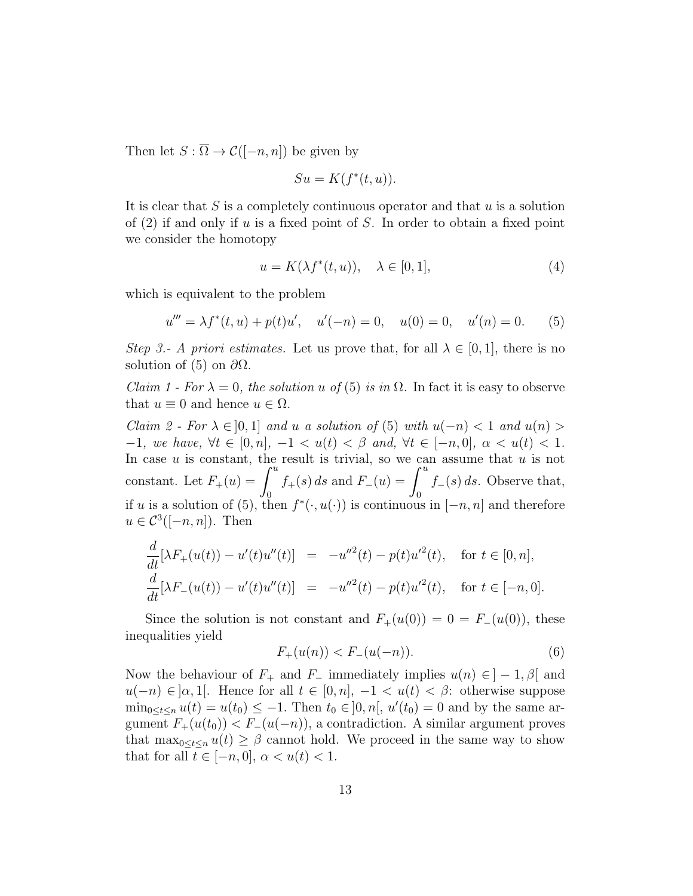Then let $S : \overline{\Omega} \to \mathcal{C}([-n, n])$ be given by

$$Su = K(f^*(t, u)).$$

It is clear that $S$ is a completely continuous operator and that $u$ is a solution of (2) if and only if $u$ is a fixed point of $S$. In order to obtain a fixed point we consider the homotopy

$$u = K(\lambda f^*(t, u)), \quad \lambda \in [0, 1], \tag{4}$$

which is equivalent to the problem

$$u''' = \lambda f^*(t, u) + p(t)u', \quad u'(-n) = 0, \quad u(0) = 0, \quad u'(n) = 0. \tag{5}$$

*Step 3.- A priori estimates.* Let us prove that, for all $\lambda \in [0, 1]$, there is no solution of (5) on $\partial\Omega$.

*Claim 1 - For $\lambda = 0$, the solution $u$ of (5) is in $\Omega$.* In fact it is easy to observe that $u \equiv 0$ and hence $u \in \Omega$.

*Claim 2 - For $\lambda \in ]0, 1]$ and $u$ a solution of (5) with $u(-n) < 1$ and $u(n) > -1$, we have, $\forall t \in [0, n]$, $-1 < u(t) < \beta$ and, $\forall t \in [-n, 0]$, $\alpha < u(t) < 1$.* In case $u$ is constant, the result is trivial, so we can assume that $u$ is not constant. Let $F_+(u) = \displaystyle\int_0^u f_+(s)\, ds$ and $F_-(u) = \displaystyle\int_0^u f_-(s)\, ds$. Observe that, if $u$ is a solution of (5), then $f^*(\cdot, u(\cdot))$ is continuous in $[-n, n]$ and therefore $u \in \mathcal{C}^3([-n, n])$. Then

$$\begin{aligned}
\frac{d}{dt}[\lambda F_+(u(t)) - u'(t)u''(t)] &= -u''^2(t) - p(t)u'^2(t), \quad \text{for } t \in [0, n],\\
\frac{d}{dt}[\lambda F_-(u(t)) - u'(t)u''(t)] &= -u''^2(t) - p(t)u'^2(t), \quad \text{for } t \in [-n, 0].
\end{aligned}$$

Since the solution is not constant and $F_+(u(0)) = 0 = F_-(u(0))$, these inequalities yield

$$F_+(u(n)) < F_-(u(-n)). \tag{6}$$

Now the behaviour of $F_+$ and $F_-$ immediately implies $u(n) \in ]-1, \beta[$ and $u(-n) \in ]\alpha, 1[$. Hence for all $t \in [0, n]$, $-1 < u(t) < \beta$: otherwise suppose $\min_{0 \le t \le n} u(t) = u(t_0) \le -1$. Then $t_0 \in ]0, n[$, $u'(t_0) = 0$ and by the same argument $F_+(u(t_0)) < F_-(u(-n))$, a contradiction. A similar argument proves that $\max_{0 \le t \le n} u(t) \ge \beta$ cannot hold. We proceed in the same way to show that for all $t \in [-n, 0]$, $\alpha < u(t) < 1$.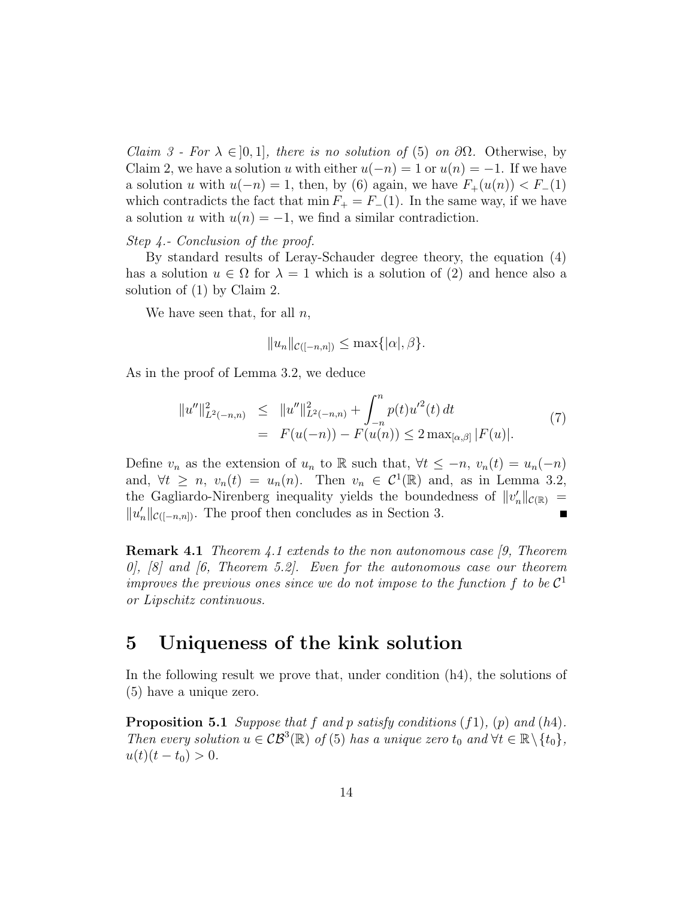*Claim 3 - For $\lambda \in ]0,1]$, there is no solution of* (5) *on $\partial\Omega$.* Otherwise, by Claim 2, we have a solution $u$ with either $u(-n) = 1$ or $u(n) = -1$. If we have a solution $u$ with $u(-n) = 1$, then, by (6) again, we have $F_+(u(n)) < F_-(1)$ which contradicts the fact that $\min F_+ = F_-(1)$. In the same way, if we have a solution $u$ with $u(n) = -1$, we find a similar contradiction.

*Step 4.- Conclusion of the proof.*

By standard results of Leray-Schauder degree theory, the equation (4) has a solution $u \in \Omega$ for $\lambda = 1$ which is a solution of (2) and hence also a solution of (1) by Claim 2.

We have seen that, for all $n$,

$$\|u_n\|_{\mathcal{C}([-n,n])} \leq \max\{|\alpha|, \beta\}.$$

As in the proof of Lemma 3.2, we deduce

$$\begin{aligned} \|u''\|^2_{L^2(-n,n)} &\leq \|u''\|^2_{L^2(-n,n)} + \int_{-n}^{n} p(t)u'^2(t)\,dt \\ &= F(u(-n)) - F(u(n)) \leq 2\max_{[\alpha,\beta]}|F(u)|. \end{aligned} \tag{7}$$

Define $v_n$ as the extension of $u_n$ to $\mathbb{R}$ such that, $\forall t \leq -n$, $v_n(t) = u_n(-n)$ and, $\forall t \geq n$, $v_n(t) = u_n(n)$. Then $v_n \in \mathcal{C}^1(\mathbb{R})$ and, as in Lemma 3.2, the Gagliardo-Nirenberg inequality yields the boundedness of $\|v_n'\|_{\mathcal{C}(\mathbb{R})} = \|u_n'\|_{\mathcal{C}([-n,n])}$. The proof then concludes as in Section 3. ∎

**Remark 4.1** *Theorem 4.1 extends to the non autonomous case [9, Theorem 0], [8] and [6, Theorem 5.2]. Even for the autonomous case our theorem improves the previous ones since we do not impose to the function $f$ to be $\mathcal{C}^1$ or Lipschitz continuous.*

# 5 Uniqueness of the kink solution

In the following result we prove that, under condition (h4), the solutions of (5) have a unique zero.

**Proposition 5.1** *Suppose that $f$ and $p$ satisfy conditions $(f1)$, $(p)$ and $(h4)$. Then every solution $u \in \mathcal{CB}^3(\mathbb{R})$ of* (5) *has a unique zero $t_0$ and $\forall t \in \mathbb{R}\setminus\{t_0\}$, $u(t)(t - t_0) > 0$.*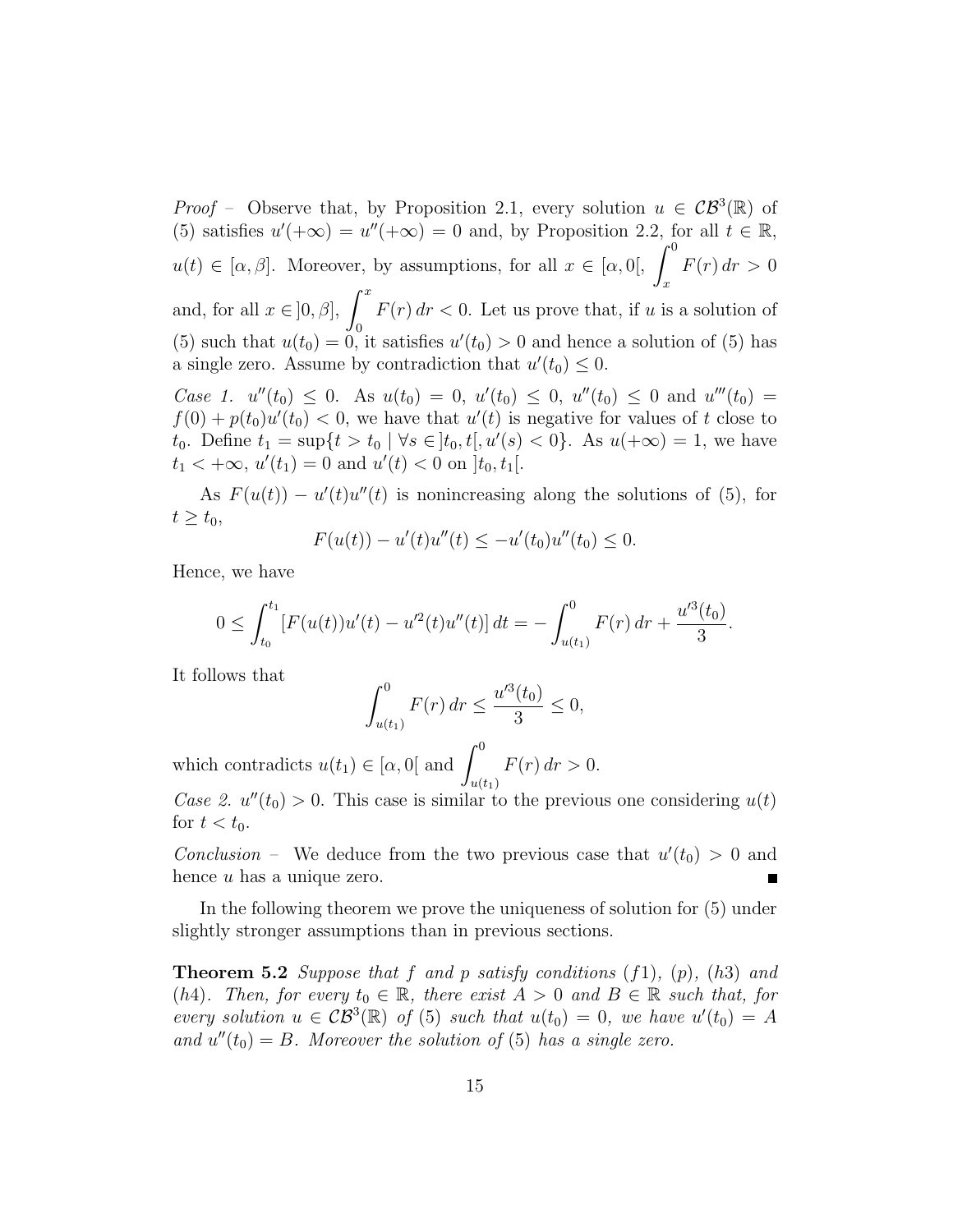*Proof* – Observe that, by Proposition 2.1, every solution $u \in \mathcal{CB}^3(\mathbb{R})$ of (5) satisfies $u'(+\infty) = u''(+\infty) = 0$ and, by Proposition 2.2, for all $t \in \mathbb{R}$, $u(t) \in [\alpha, \beta]$. Moreover, by assumptions, for all $x \in [\alpha, 0[$, $\int_x^0 F(r)\, dr > 0$ and, for all $x \in ]0, \beta]$, $\int_0^x F(r)\, dr < 0$. Let us prove that, if $u$ is a solution of (5) such that $u(t_0) = 0$, it satisfies $u'(t_0) > 0$ and hence a solution of (5) has a single zero. Assume by contradiction that $u'(t_0) \leq 0$.

*Case 1.* $u''(t_0) \leq 0$. As $u(t_0) = 0$, $u'(t_0) \leq 0$, $u''(t_0) \leq 0$ and $u'''(t_0) = f(0) + p(t_0)u'(t_0) < 0$, we have that $u'(t)$ is negative for values of $t$ close to $t_0$. Define $t_1 = \sup\{t > t_0 \mid \forall s \in ]t_0, t[, u'(s) < 0\}$. As $u(+\infty) = 1$, we have $t_1 < +\infty$, $u'(t_1) = 0$ and $u'(t) < 0$ on $]t_0, t_1[$.

As $F(u(t)) - u'(t)u''(t)$ is nonincreasing along the solutions of (5), for $t \geq t_0$,

$$F(u(t)) - u'(t)u''(t) \leq -u'(t_0)u''(t_0) \leq 0.$$

Hence, we have

$$0 \leq \int_{t_0}^{t_1} [F(u(t))u'(t) - u'^2(t)u''(t)]\, dt = -\int_{u(t_1)}^{0} F(r)\, dr + \frac{u'^3(t_0)}{3}.$$

It follows that

$$\int_{u(t_1)}^{0} F(r)\, dr \leq \frac{u'^3(t_0)}{3} \leq 0,$$

which contradicts $u(t_1) \in [\alpha, 0[$ and $\int_{u(t_1)}^{0} F(r)\, dr > 0$.

*Case 2.* $u''(t_0) > 0$. This case is similar to the previous one considering $u(t)$ for $t < t_0$.

*Conclusion* – We deduce from the two previous case that $u'(t_0) > 0$ and hence $u$ has a unique zero. ∎

In the following theorem we prove the uniqueness of solution for (5) under slightly stronger assumptions than in previous sections.

**Theorem 5.2** *Suppose that $f$ and $p$ satisfy conditions $(f1)$, $(p)$, $(h3)$ and $(h4)$. Then, for every $t_0 \in \mathbb{R}$, there exist $A > 0$ and $B \in \mathbb{R}$ such that, for every solution $u \in \mathcal{CB}^3(\mathbb{R})$ of (5) such that $u(t_0) = 0$, we have $u'(t_0) = A$ and $u''(t_0) = B$. Moreover the solution of (5) has a single zero.*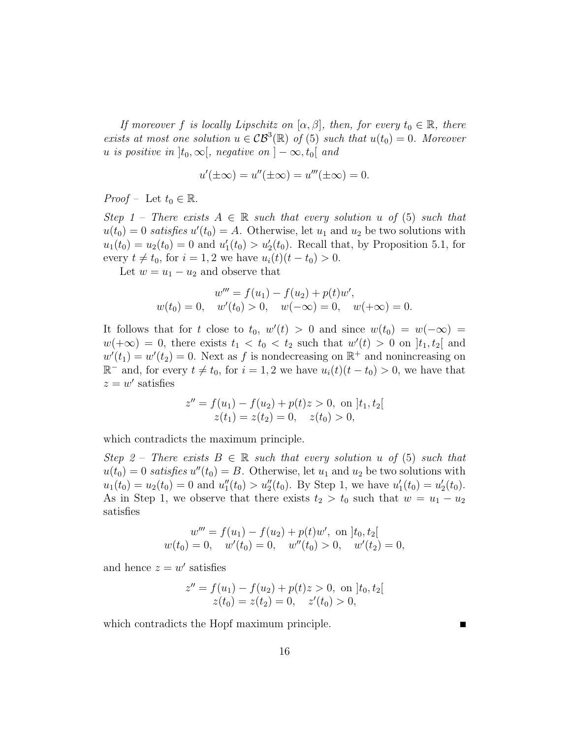*If moreover $f$ is locally Lipschitz on $[\alpha, \beta]$, then, for every $t_0 \in \mathbb{R}$, there exists at most one solution $u \in \mathcal{CB}^3(\mathbb{R})$ of (5) such that $u(t_0) = 0$. Moreover $u$ is positive in $]t_0, \infty[$, negative on $]-\infty, t_0[$ and*

$$u'(\pm\infty) = u''(\pm\infty) = u'''(\pm\infty) = 0.$$

*Proof* – Let $t_0 \in \mathbb{R}$.

*Step 1 – There exists $A \in \mathbb{R}$ such that every solution $u$ of (5) such that $u(t_0) = 0$ satisfies $u'(t_0) = A$.* Otherwise, let $u_1$ and $u_2$ be two solutions with $u_1(t_0) = u_2(t_0) = 0$ and $u_1'(t_0) > u_2'(t_0)$. Recall that, by Proposition 5.1, for every $t \neq t_0$, for $i = 1, 2$ we have $u_i(t)(t - t_0) > 0$.

Let $w = u_1 - u_2$ and observe that

$$w''' = f(u_1) - f(u_2) + p(t)w',$$
$$w(t_0) = 0, \quad w'(t_0) > 0, \quad w(-\infty) = 0, \quad w(+\infty) = 0.$$

It follows that for $t$ close to $t_0$, $w'(t) > 0$ and since $w(t_0) = w(-\infty) = w(+\infty) = 0$, there exists $t_1 < t_0 < t_2$ such that $w'(t) > 0$ on $]t_1, t_2[$ and $w'(t_1) = w'(t_2) = 0$. Next as $f$ is nondecreasing on $\mathbb{R}^+$ and nonincreasing on $\mathbb{R}^-$ and, for every $t \neq t_0$, for $i = 1, 2$ we have $u_i(t)(t - t_0) > 0$, we have that $z = w'$ satisfies

$$z'' = f(u_1) - f(u_2) + p(t)z > 0, \text{ on } ]t_1, t_2[$$
$$z(t_1) = z(t_2) = 0, \quad z(t_0) > 0,$$

which contradicts the maximum principle.

*Step 2 – There exists $B \in \mathbb{R}$ such that every solution $u$ of (5) such that $u(t_0) = 0$ satisfies $u''(t_0) = B$.* Otherwise, let $u_1$ and $u_2$ be two solutions with $u_1(t_0) = u_2(t_0) = 0$ and $u_1''(t_0) > u_2''(t_0)$. By Step 1, we have $u_1'(t_0) = u_2'(t_0)$. As in Step 1, we observe that there exists $t_2 > t_0$ such that $w = u_1 - u_2$ satisfies

$$w''' = f(u_1) - f(u_2) + p(t)w', \text{ on } ]t_0, t_2[$$
$$w(t_0) = 0, \quad w'(t_0) = 0, \quad w''(t_0) > 0, \quad w'(t_2) = 0,$$

and hence $z = w'$ satisfies

$$z'' = f(u_1) - f(u_2) + p(t)z > 0, \text{ on } ]t_0, t_2[$$
$$z(t_0) = z(t_2) = 0, \quad z'(t_0) > 0,$$

which contradicts the Hopf maximum principle. ■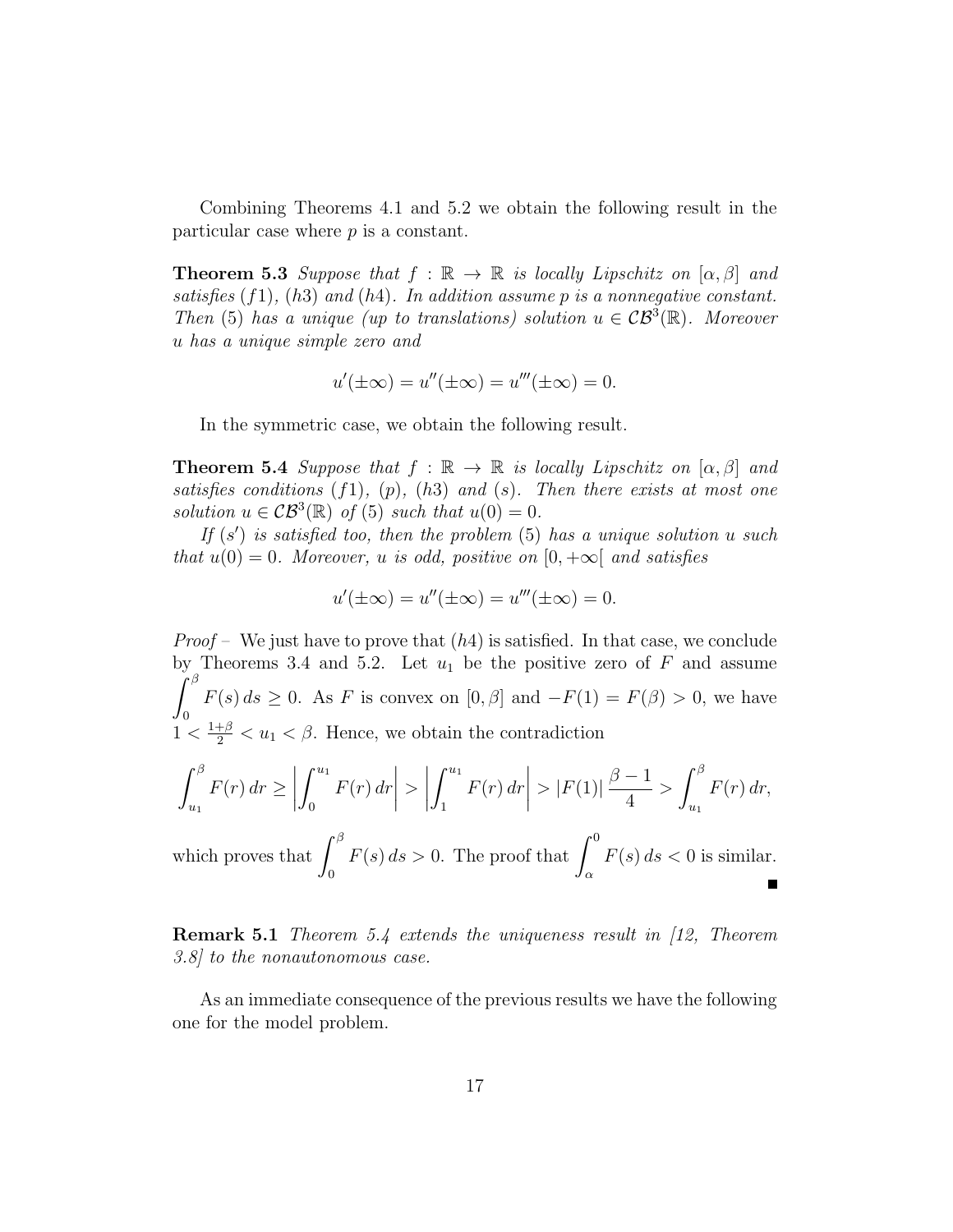Combining Theorems 4.1 and 5.2 we obtain the following result in the particular case where $p$ is a constant.

**Theorem 5.3** *Suppose that $f : \mathbb{R} \to \mathbb{R}$ is locally Lipschitz on $[\alpha, \beta]$ and satisfies $(f1)$, $(h3)$ and $(h4)$. In addition assume $p$ is a nonnegative constant. Then (5) has a unique (up to translations) solution $u \in \mathcal{CB}^3(\mathbb{R})$. Moreover $u$ has a unique simple zero and*

$$u'(\pm\infty) = u''(\pm\infty) = u'''(\pm\infty) = 0.$$

In the symmetric case, we obtain the following result.

**Theorem 5.4** *Suppose that $f : \mathbb{R} \to \mathbb{R}$ is locally Lipschitz on $[\alpha, \beta]$ and satisfies conditions $(f1)$, $(p)$, $(h3)$ and $(s)$. Then there exists at most one solution $u \in \mathcal{CB}^3(\mathbb{R})$ of (5) such that $u(0) = 0$.*

*If $(s')$ is satisfied too, then the problem (5) has a unique solution $u$ such that $u(0) = 0$. Moreover, $u$ is odd, positive on $[0, +\infty[$ and satisfies*

$$u'(\pm\infty) = u''(\pm\infty) = u'''(\pm\infty) = 0.$$

*Proof* – We just have to prove that $(h4)$ is satisfied. In that case, we conclude by Theorems 3.4 and 5.2. Let $u_1$ be the positive zero of $F$ and assume $\int_0^\beta F(s)\,ds \geq 0$. As $F$ is convex on $[0, \beta]$ and $-F(1) = F(\beta) > 0$, we have $1 < \frac{1+\beta}{2} < u_1 < \beta$. Hence, we obtain the contradiction

$$\int_{u_1}^{\beta} F(r)\,dr \geq \left| \int_0^{u_1} F(r)\,dr \right| > \left| \int_1^{u_1} F(r)\,dr \right| > |F(1)| \, \frac{\beta - 1}{4} > \int_{u_1}^{\beta} F(r)\,dr,$$

which proves that $\int_0^\beta F(s)\,ds > 0$. The proof that $\int_\alpha^0 F(s)\,ds < 0$ is similar. ∎

**Remark 5.1** *Theorem 5.4 extends the uniqueness result in [12, Theorem 3.8] to the nonautonomous case.*

As an immediate consequence of the previous results we have the following one for the model problem.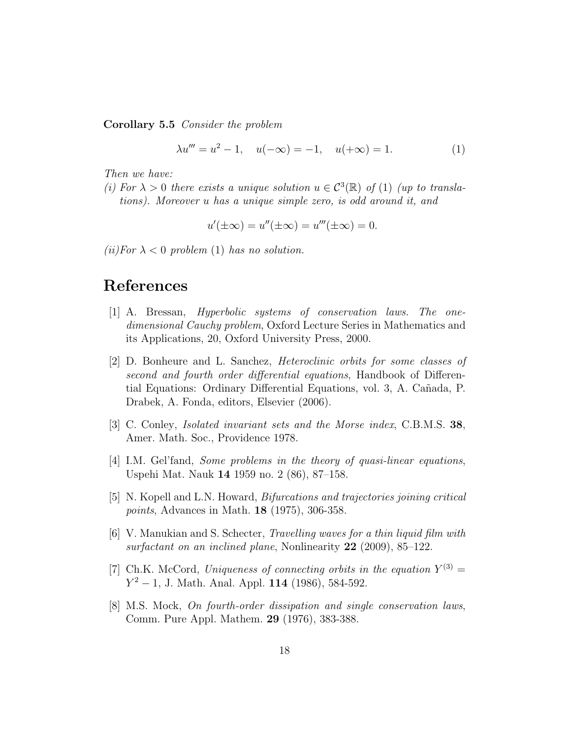**Corollary 5.5** *Consider the problem*

$$\lambda u''' = u^2 - 1, \quad u(-\infty) = -1, \quad u(+\infty) = 1. \tag{1}$$

*Then we have:*

*(i) For $\lambda > 0$ there exists a unique solution $u \in \mathcal{C}^3(\mathbb{R})$ of (1) (up to translations). Moreover $u$ has a unique simple zero, is odd around it, and*

$$u'(\pm\infty) = u''(\pm\infty) = u'''(\pm\infty) = 0.$$

*(ii)For $\lambda < 0$ problem (1) has no solution.*

# References

[1] A. Bressan, *Hyperbolic systems of conservation laws. The one-dimensional Cauchy problem*, Oxford Lecture Series in Mathematics and its Applications, 20, Oxford University Press, 2000.

[2] D. Bonheure and L. Sanchez, *Heteroclinic orbits for some classes of second and fourth order differential equations*, Handbook of Differential Equations: Ordinary Differential Equations, vol. 3, A. Cañada, P. Drabek, A. Fonda, editors, Elsevier (2006).

[3] C. Conley, *Isolated invariant sets and the Morse index*, C.B.M.S. **38**, Amer. Math. Soc., Providence 1978.

[4] I.M. Gel'fand, *Some problems in the theory of quasi-linear equations*, Uspehi Mat. Nauk **14** 1959 no. 2 (86), 87–158.

[5] N. Kopell and L.N. Howard, *Bifurcations and trajectories joining critical points*, Advances in Math. **18** (1975), 306-358.

[6] V. Manukian and S. Schecter, *Travelling waves for a thin liquid film with surfactant on an inclined plane*, Nonlinearity **22** (2009), 85–122.

[7] Ch.K. McCord, *Uniqueness of connecting orbits in the equation $Y^{(3)} = Y^2 - 1$*, J. Math. Anal. Appl. **114** (1986), 584-592.

[8] M.S. Mock, *On fourth-order dissipation and single conservation laws*, Comm. Pure Appl. Mathem. **29** (1976), 383-388.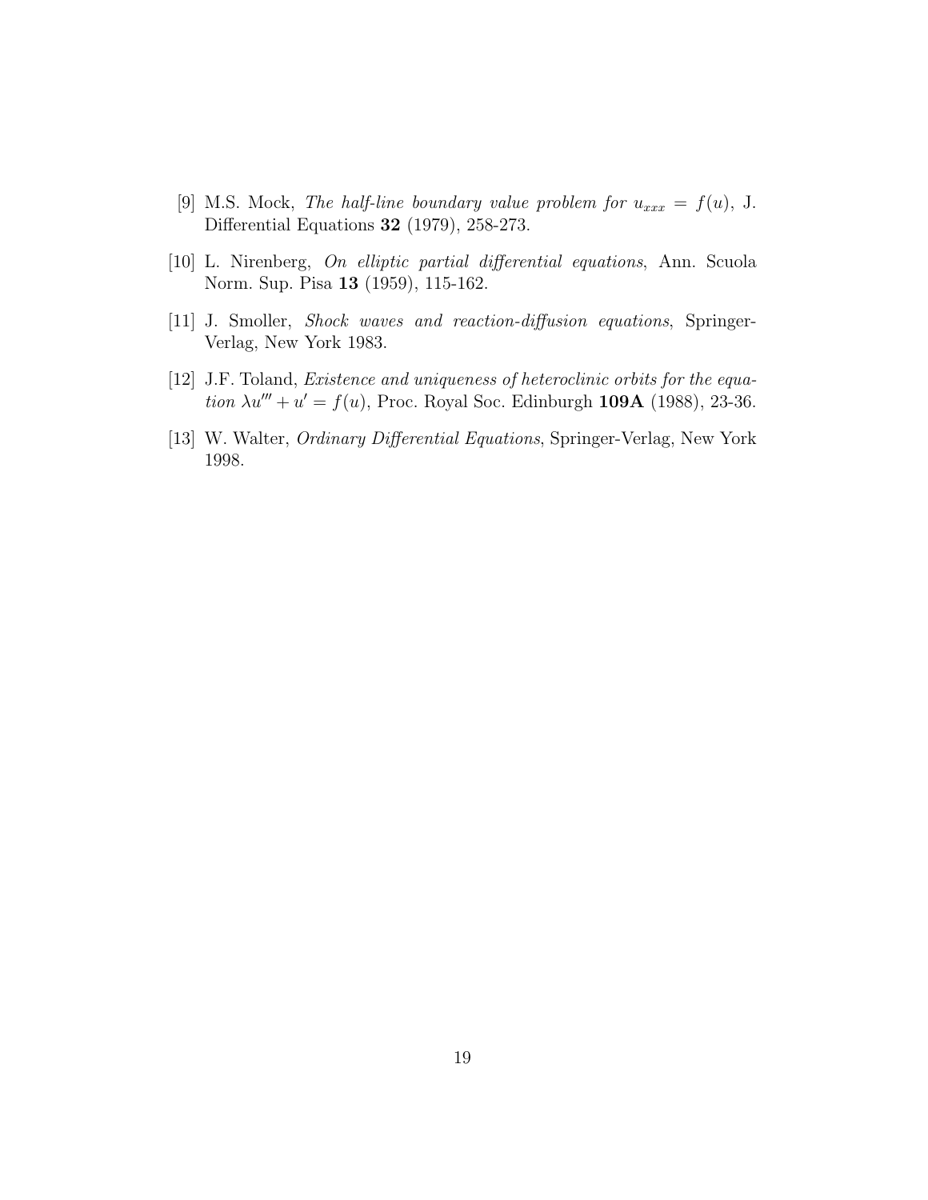[9] M.S. Mock, *The half-line boundary value problem for* $u_{xxx} = f(u)$, J. Differential Equations **32** (1979), 258-273.

[10] L. Nirenberg, *On elliptic partial differential equations*, Ann. Scuola Norm. Sup. Pisa **13** (1959), 115-162.

[11] J. Smoller, *Shock waves and reaction-diffusion equations*, Springer-Verlag, New York 1983.

[12] J.F. Toland, *Existence and uniqueness of heteroclinic orbits for the equation* $\lambda u''' + u' = f(u)$, Proc. Royal Soc. Edinburgh **109A** (1988), 23-36.

[13] W. Walter, *Ordinary Differential Equations*, Springer-Verlag, New York 1998.